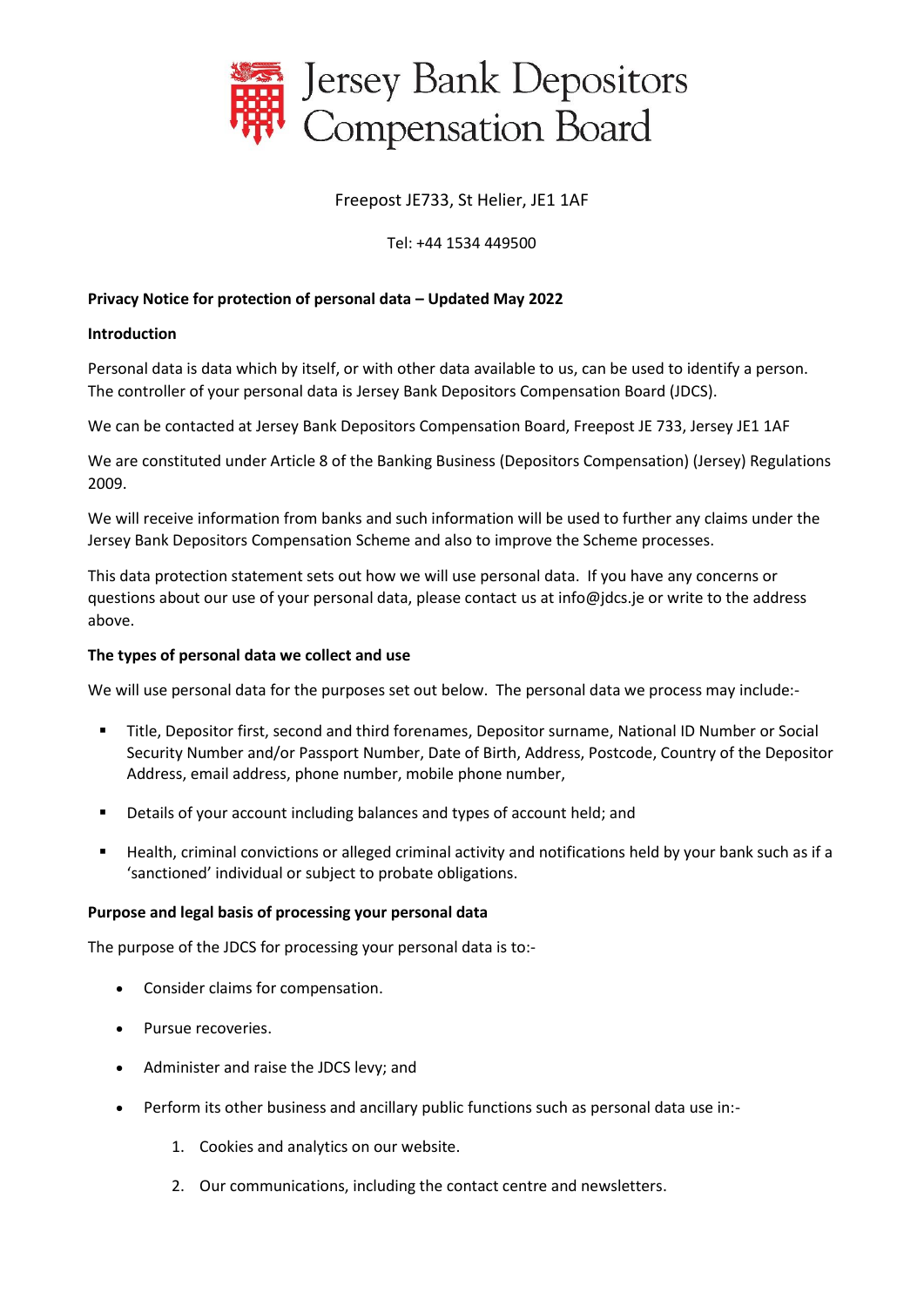# Jersey Bank Depositors Compensation Board

Freepost JE733, St Helier, JE1 1AF

Tel: +44 1534 449500

**Privacy Notice for protection of personal data – Updated May 2022**

**Introduction**

Personal data is data which by itself, or with other data available to us, can be used to identify a person. The controller of your personal data is Jersey Bank Depositors Compensation Board (JDCS).

We can be contacted at Jersey Bank Depositors Compensation Board, Freepost JE 733, Jersey JE1 1AF

We are constituted under Article 8 of the Banking Business (Depositors Compensation) (Jersey) Regulations 2009.

We will receive information from banks and such information will be used to further any claims under the Jersey Bank Depositors Compensation Scheme and also to improve the Scheme processes.

This data protection statement sets out how we will use personal data. If you have any concerns or questions about our use of your personal data, please contact us at info@jdcs.je or write to the address above.

**The types of personal data we collect and use**

We will use personal data for the purposes set out below. The personal data we process may include:-

- Title, Depositor first, second and third forenames, Depositor surname, National ID Number or Social Security Number and/or Passport Number, Date of Birth, Address, Postcode, Country of the Depositor Address, email address, phone number, mobile phone number,
- Details of your account including balances and types of account held; and
- Health, criminal convictions or alleged criminal activity and notifications held by your bank such as if a 'sanctioned' individual or subject to probate obligations.

**Purpose and legal basis of processing your personal data**

The purpose of the JDCS for processing your personal data is to:-

- Consider claims for compensation.
- Pursue recoveries.
- Administer and raise the JDCS levy; and
- Perform its other business and ancillary public functions such as personal data use in:-
    1. Cookies and analytics on our website.
    2. Our communications, including the contact centre and newsletters.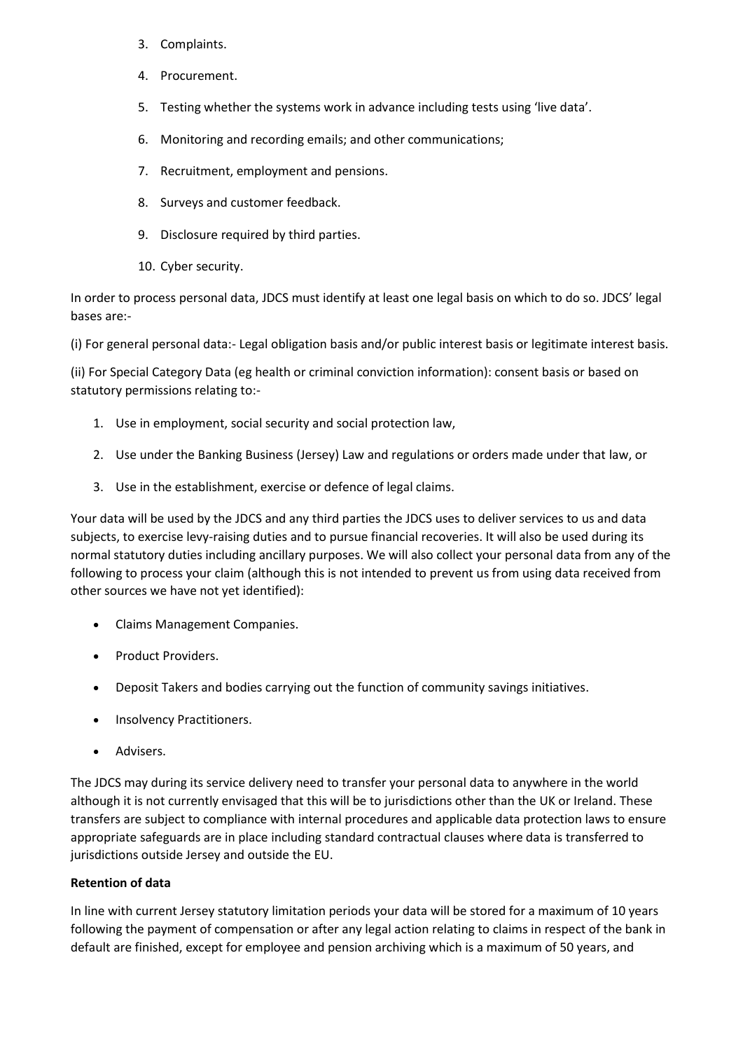3. Complaints.
4. Procurement.
5. Testing whether the systems work in advance including tests using 'live data'.
6. Monitoring and recording emails; and other communications;
7. Recruitment, employment and pensions.
8. Surveys and customer feedback.
9. Disclosure required by third parties.
10. Cyber security.

In order to process personal data, JDCS must identify at least one legal basis on which to do so. JDCS' legal bases are:-

(i) For general personal data:- Legal obligation basis and/or public interest basis or legitimate interest basis.

(ii) For Special Category Data (eg health or criminal conviction information): consent basis or based on statutory permissions relating to:-

1. Use in employment, social security and social protection law,
2. Use under the Banking Business (Jersey) Law and regulations or orders made under that law, or
3. Use in the establishment, exercise or defence of legal claims.

Your data will be used by the JDCS and any third parties the JDCS uses to deliver services to us and data subjects, to exercise levy-raising duties and to pursue financial recoveries. It will also be used during its normal statutory duties including ancillary purposes. We will also collect your personal data from any of the following to process your claim (although this is not intended to prevent us from using data received from other sources we have not yet identified):

- Claims Management Companies.
- Product Providers.
- Deposit Takers and bodies carrying out the function of community savings initiatives.
- Insolvency Practitioners.
- Advisers.

The JDCS may during its service delivery need to transfer your personal data to anywhere in the world although it is not currently envisaged that this will be to jurisdictions other than the UK or Ireland. These transfers are subject to compliance with internal procedures and applicable data protection laws to ensure appropriate safeguards are in place including standard contractual clauses where data is transferred to jurisdictions outside Jersey and outside the EU.

**Retention of data**

In line with current Jersey statutory limitation periods your data will be stored for a maximum of 10 years following the payment of compensation or after any legal action relating to claims in respect of the bank in default are finished, except for employee and pension archiving which is a maximum of 50 years, and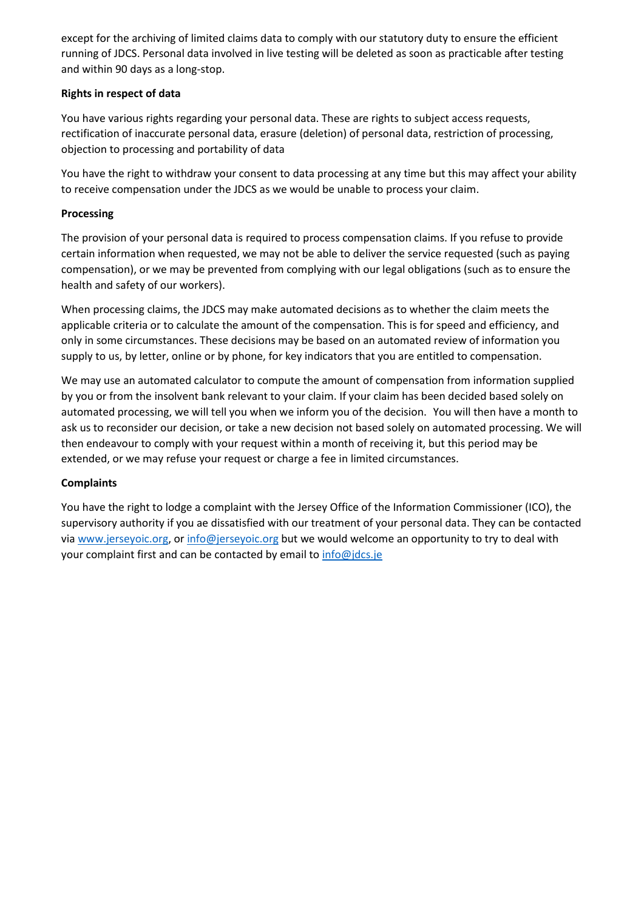except for the archiving of limited claims data to comply with our statutory duty to ensure the efficient running of JDCS. Personal data involved in live testing will be deleted as soon as practicable after testing and within 90 days as a long-stop.

**Rights in respect of data**

You have various rights regarding your personal data. These are rights to subject access requests, rectification of inaccurate personal data, erasure (deletion) of personal data, restriction of processing, objection to processing and portability of data

You have the right to withdraw your consent to data processing at any time but this may affect your ability to receive compensation under the JDCS as we would be unable to process your claim.

**Processing**

The provision of your personal data is required to process compensation claims. If you refuse to provide certain information when requested, we may not be able to deliver the service requested (such as paying compensation), or we may be prevented from complying with our legal obligations (such as to ensure the health and safety of our workers).

When processing claims, the JDCS may make automated decisions as to whether the claim meets the applicable criteria or to calculate the amount of the compensation. This is for speed and efficiency, and only in some circumstances. These decisions may be based on an automated review of information you supply to us, by letter, online or by phone, for key indicators that you are entitled to compensation.

We may use an automated calculator to compute the amount of compensation from information supplied by you or from the insolvent bank relevant to your claim. If your claim has been decided based solely on automated processing, we will tell you when we inform you of the decision. You will then have a month to ask us to reconsider our decision, or take a new decision not based solely on automated processing. We will then endeavour to comply with your request within a month of receiving it, but this period may be extended, or we may refuse your request or charge a fee in limited circumstances.

**Complaints**

You have the right to lodge a complaint with the Jersey Office of the Information Commissioner (ICO), the supervisory authority if you ae dissatisfied with our treatment of your personal data. They can be contacted via www.jerseyoic.org, or info@jerseyoic.org but we would welcome an opportunity to try to deal with your complaint first and can be contacted by email to info@jdcs.je